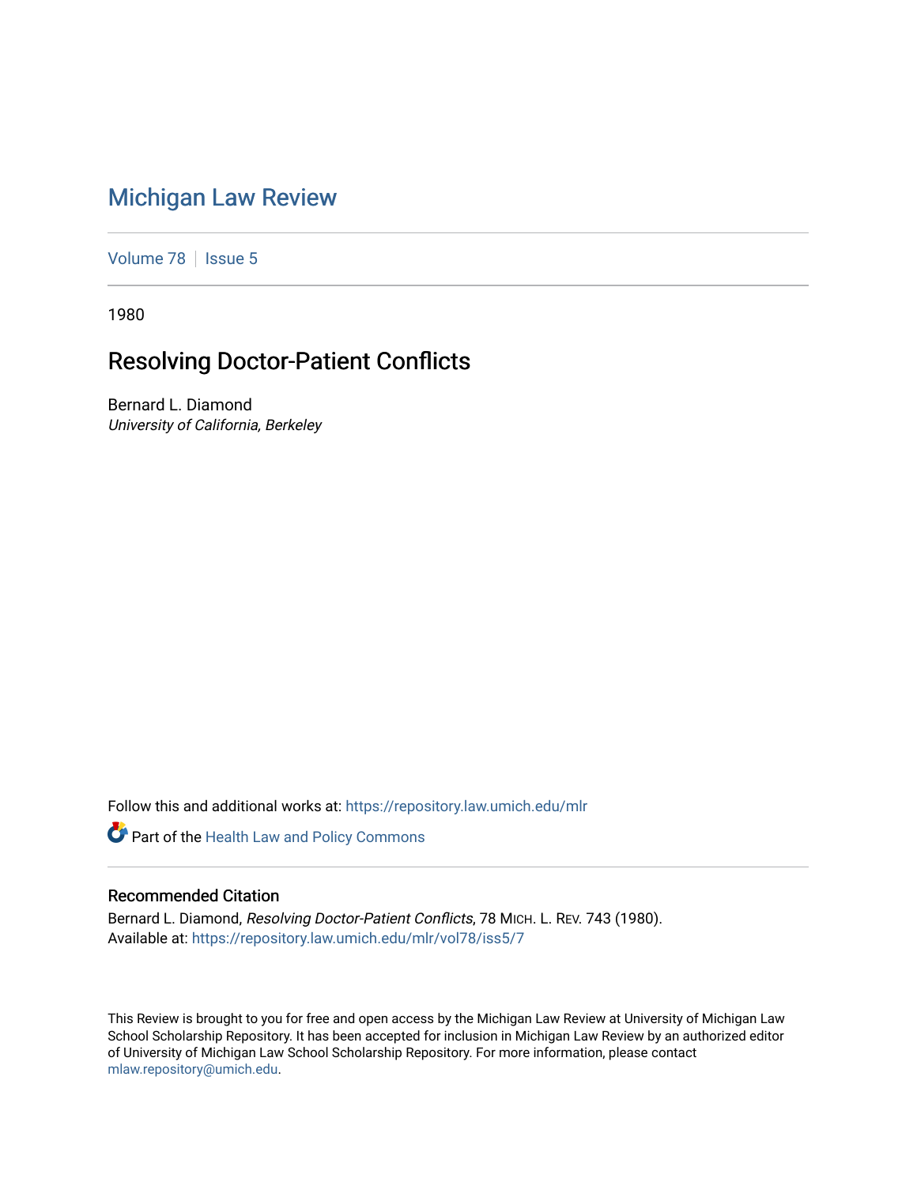# Michigan Law Review

Volume 78 | Issue 5

1980

## Resolving Doctor-Patient Conflicts

Bernard L. Diamond
*University of California, Berkeley*

Follow this and additional works at: https://repository.law.umich.edu/mlr

Part of the Health Law and Policy Commons

### Recommended Citation

Bernard L. Diamond, *Resolving Doctor-Patient Conflicts*, 78 MICH. L. REV. 743 (1980).
Available at: https://repository.law.umich.edu/mlr/vol78/iss5/7

This Review is brought to you for free and open access by the Michigan Law Review at University of Michigan Law School Scholarship Repository. It has been accepted for inclusion in Michigan Law Review by an authorized editor of University of Michigan Law School Scholarship Repository. For more information, please contact mlaw.repository@umich.edu.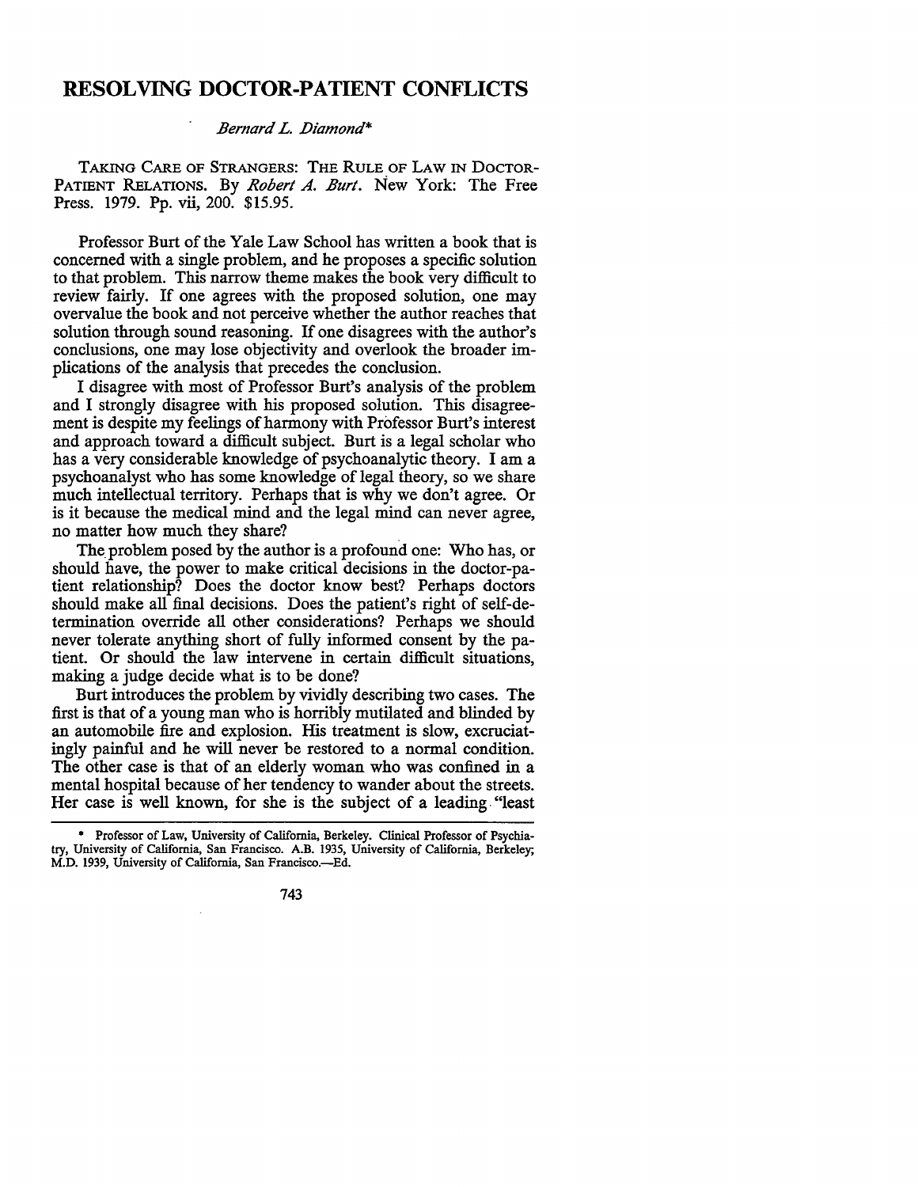# RESOLVING DOCTOR-PATIENT CONFLICTS

*Bernard L. Diamond*\*

TAKING CARE OF STRANGERS: THE RULE OF LAW IN DOCTOR-PATIENT RELATIONS. By *Robert A. Burt*. New York: The Free Press. 1979. Pp. vii, 200. $15.95.

Professor Burt of the Yale Law School has written a book that is concerned with a single problem, and he proposes a specific solution to that problem. This narrow theme makes the book very difficult to review fairly. If one agrees with the proposed solution, one may overvalue the book and not perceive whether the author reaches that solution through sound reasoning. If one disagrees with the author's conclusions, one may lose objectivity and overlook the broader implications of the analysis that precedes the conclusion.

I disagree with most of Professor Burt's analysis of the problem and I strongly disagree with his proposed solution. This disagreement is despite my feelings of harmony with Professor Burt's interest and approach toward a difficult subject. Burt is a legal scholar who has a very considerable knowledge of psychoanalytic theory. I am a psychoanalyst who has some knowledge of legal theory, so we share much intellectual territory. Perhaps that is why we don't agree. Or is it because the medical mind and the legal mind can never agree, no matter how much they share?

The problem posed by the author is a profound one: Who has, or should have, the power to make critical decisions in the doctor-patient relationship? Does the doctor know best? Perhaps doctors should make all final decisions. Does the patient's right of self-determination override all other considerations? Perhaps we should never tolerate anything short of fully informed consent by the patient. Or should the law intervene in certain difficult situations, making a judge decide what is to be done?

Burt introduces the problem by vividly describing two cases. The first is that of a young man who is horribly mutilated and blinded by an automobile fire and explosion. His treatment is slow, excruciatingly painful and he will never be restored to a normal condition. The other case is that of an elderly woman who was confined in a mental hospital because of her tendency to wander about the streets. Her case is well known, for she is the subject of a leading "least

---

\* Professor of Law, University of California, Berkeley. Clinical Professor of Psychiatry, University of California, San Francisco. A.B. 1935, University of California, Berkeley; M.D. 1939, University of California, San Francisco.—Ed.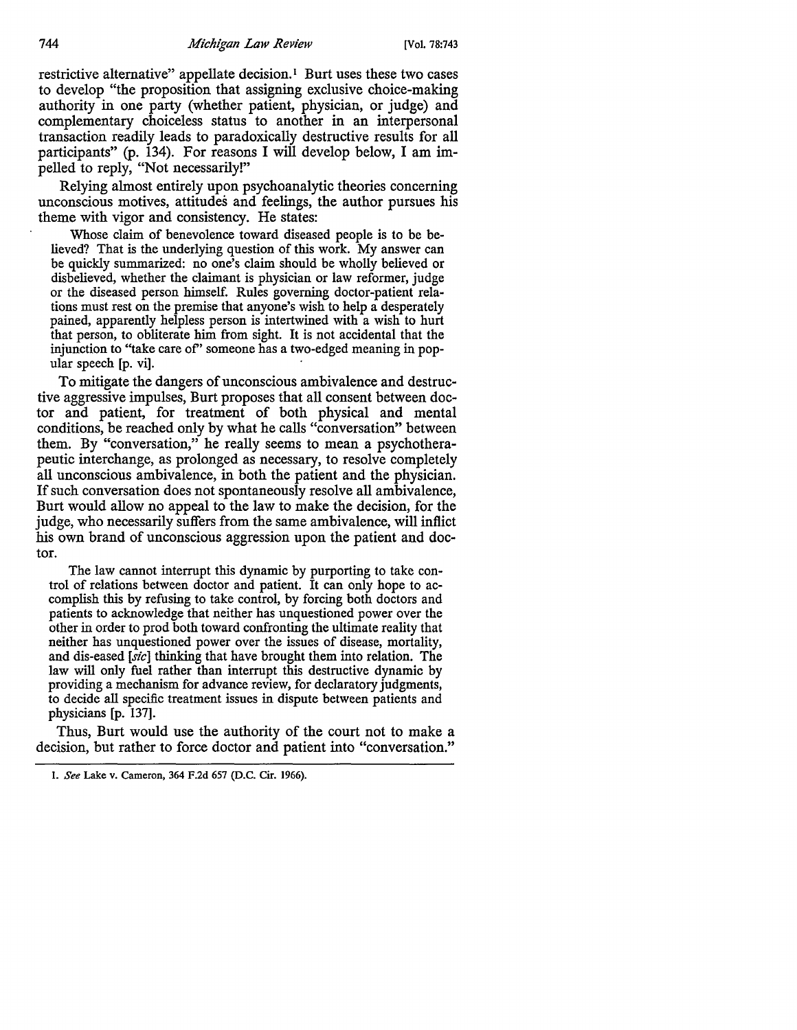restrictive alternative" appellate decision.[1] Burt uses these two cases to develop "the proposition that assigning exclusive choice-making authority in one party (whether patient, physician, or judge) and complementary choiceless status to another in an interpersonal transaction readily leads to paradoxically destructive results for all participants" (p. 134). For reasons I will develop below, I am impelled to reply, "Not necessarily!"

Relying almost entirely upon psychoanalytic theories concerning unconscious motives, attitudes and feelings, the author pursues his theme with vigor and consistency. He states:

> Whose claim of benevolence toward diseased people is to be believed? That is the underlying question of this work. My answer can be quickly summarized: no one's claim should be wholly believed or disbelieved, whether the claimant is physician or law reformer, judge or the diseased person himself. Rules governing doctor-patient relations must rest on the premise that anyone's wish to help a desperately pained, apparently helpless person is intertwined with a wish to hurt that person, to obliterate him from sight. It is not accidental that the injunction to "take care of" someone has a two-edged meaning in popular speech [p. vi].

To mitigate the dangers of unconscious ambivalence and destructive aggressive impulses, Burt proposes that all consent between doctor and patient, for treatment of both physical and mental conditions, be reached only by what he calls "conversation" between them. By "conversation," he really seems to mean a psychotherapeutic interchange, as prolonged as necessary, to resolve completely all unconscious ambivalence, in both the patient and the physician. If such conversation does not spontaneously resolve all ambivalence, Burt would allow no appeal to the law to make the decision, for the judge, who necessarily suffers from the same ambivalence, will inflict his own brand of unconscious aggression upon the patient and doctor.

> The law cannot interrupt this dynamic by purporting to take control of relations between doctor and patient. It can only hope to accomplish this by refusing to take control, by forcing both doctors and patients to acknowledge that neither has unquestioned power over the other in order to prod both toward confronting the ultimate reality that neither has unquestioned power over the issues of disease, mortality, and dis-eased [*sic*] thinking that have brought them into relation. The law will only fuel rather than interrupt this destructive dynamic by providing a mechanism for advance review, for declaratory judgments, to decide all specific treatment issues in dispute between patients and physicians [p. 137].

Thus, Burt would use the authority of the court not to make a decision, but rather to force doctor and patient into "conversation."

---

1. *See* Lake v. Cameron, 364 F.2d 657 (D.C. Cir. 1966).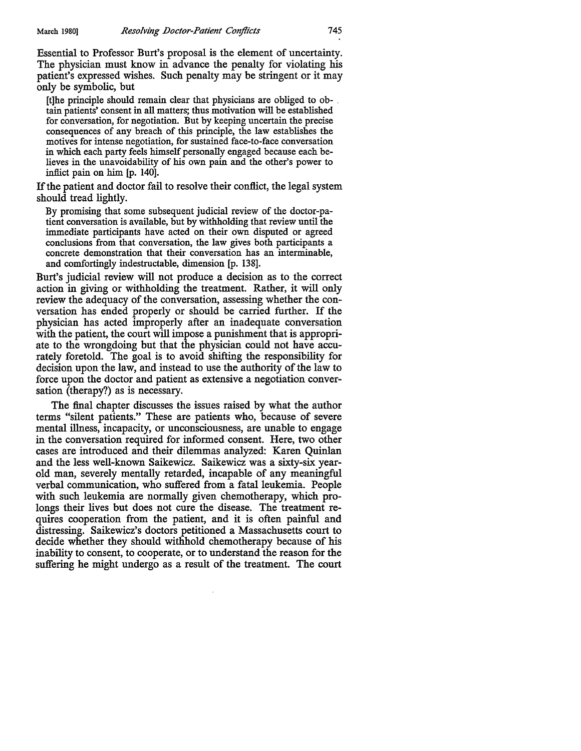Essential to Professor Burt's proposal is the element of uncertainty. The physician must know in advance the penalty for violating his patient's expressed wishes. Such penalty may be stringent or it may only be symbolic, but

> [t]he principle should remain clear that physicians are obliged to obtain patients' consent in all matters; thus motivation will be established for conversation, for negotiation. But by keeping uncertain the precise consequences of any breach of this principle, the law establishes the motives for intense negotiation, for sustained face-to-face conversation in which each party feels himself personally engaged because each believes in the unavoidability of his own pain and the other's power to inflict pain on him [p. 140].

If the patient and doctor fail to resolve their conflict, the legal system should tread lightly.

> By promising that some subsequent judicial review of the doctor-patient conversation is available, but by withholding that review until the immediate participants have acted on their own disputed or agreed conclusions from that conversation, the law gives both participants a concrete demonstration that their conversation has an interminable, and comfortingly indestructable, dimension [p. 138].

Burt's judicial review will not produce a decision as to the correct action in giving or withholding the treatment. Rather, it will only review the adequacy of the conversation, assessing whether the conversation has ended properly or should be carried further. If the physician has acted improperly after an inadequate conversation with the patient, the court will impose a punishment that is appropriate to the wrongdoing but that the physician could not have accurately foretold. The goal is to avoid shifting the responsibility for decision upon the law, and instead to use the authority of the law to force upon the doctor and patient as extensive a negotiation conversation (therapy?) as is necessary.

The final chapter discusses the issues raised by what the author terms "silent patients." These are patients who, because of severe mental illness, incapacity, or unconsciousness, are unable to engage in the conversation required for informed consent. Here, two other cases are introduced and their dilemmas analyzed: Karen Quinlan and the less well-known Saikewicz. Saikewicz was a sixty-six year-old man, severely mentally retarded, incapable of any meaningful verbal communication, who suffered from a fatal leukemia. People with such leukemia are normally given chemotherapy, which prolongs their lives but does not cure the disease. The treatment requires cooperation from the patient, and it is often painful and distressing. Saikewicz's doctors petitioned a Massachusetts court to decide whether they should withhold chemotherapy because of his inability to consent, to cooperate, or to understand the reason for the suffering he might undergo as a result of the treatment. The court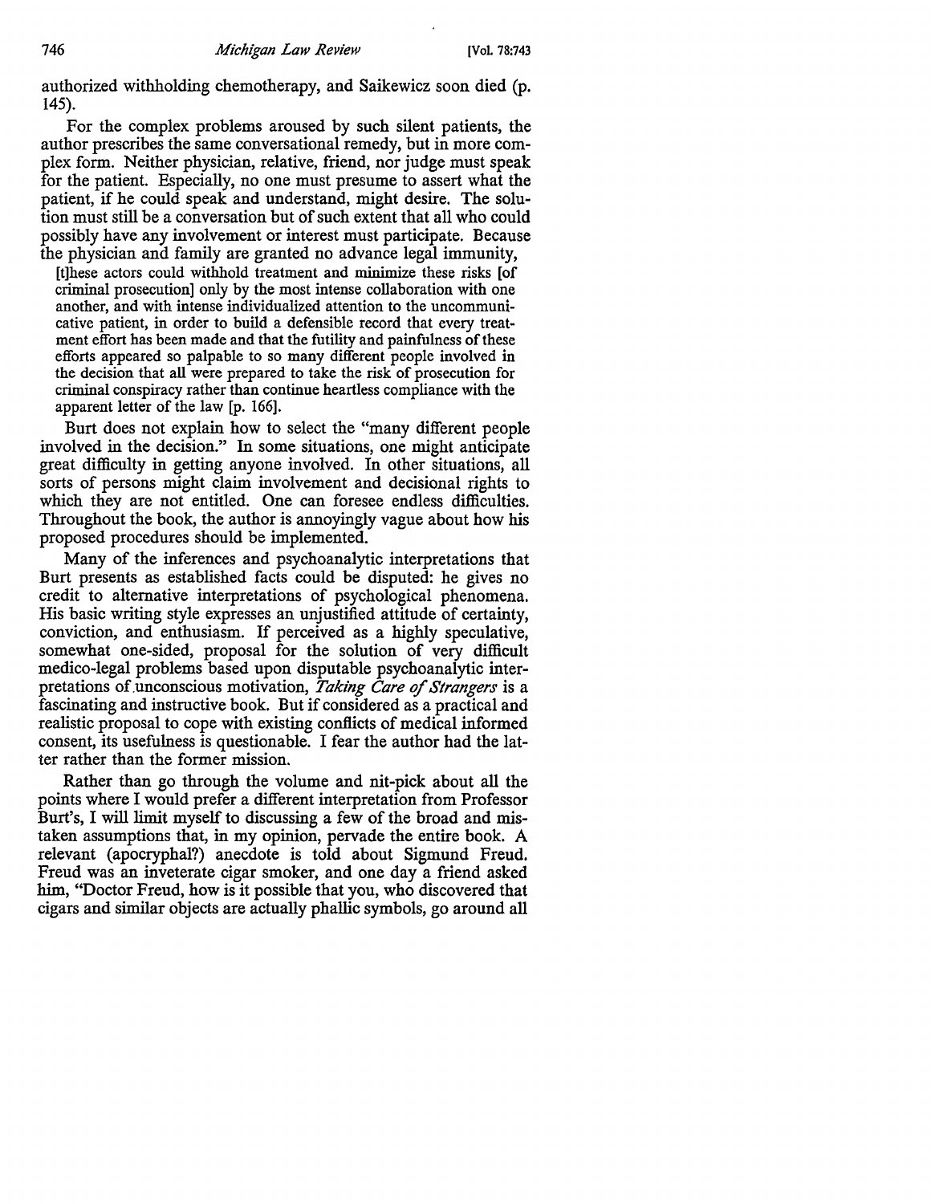authorized withholding chemotherapy, and Saikewicz soon died (p. 145).

For the complex problems aroused by such silent patients, the author prescribes the same conversational remedy, but in more complex form. Neither physician, relative, friend, nor judge must speak for the patient. Especially, no one must presume to assert what the patient, if he could speak and understand, might desire. The solution must still be a conversation but of such extent that all who could possibly have any involvement or interest must participate. Because the physician and family are granted no advance legal immunity,

> [t]hese actors could withhold treatment and minimize these risks [of criminal prosecution] only by the most intense collaboration with one another, and with intense individualized attention to the uncommunicative patient, in order to build a defensible record that every treatment effort has been made and that the futility and painfulness of these efforts appeared so palpable to so many different people involved in the decision that all were prepared to take the risk of prosecution for criminal conspiracy rather than continue heartless compliance with the apparent letter of the law [p. 166].

Burt does not explain how to select the "many different people involved in the decision." In some situations, one might anticipate great difficulty in getting anyone involved. In other situations, all sorts of persons might claim involvement and decisional rights to which they are not entitled. One can foresee endless difficulties. Throughout the book, the author is annoyingly vague about how his proposed procedures should be implemented.

Many of the inferences and psychoanalytic interpretations that Burt presents as established facts could be disputed: he gives no credit to alternative interpretations of psychological phenomena. His basic writing style expresses an unjustified attitude of certainty, conviction, and enthusiasm. If perceived as a highly speculative, somewhat one-sided, proposal for the solution of very difficult medico-legal problems based upon disputable psychoanalytic interpretations of unconscious motivation, *Taking Care of Strangers* is a fascinating and instructive book. But if considered as a practical and realistic proposal to cope with existing conflicts of medical informed consent, its usefulness is questionable. I fear the author had the latter rather than the former mission.

Rather than go through the volume and nit-pick about all the points where I would prefer a different interpretation from Professor Burt's, I will limit myself to discussing a few of the broad and mistaken assumptions that, in my opinion, pervade the entire book. A relevant (apocryphal?) anecdote is told about Sigmund Freud. Freud was an inveterate cigar smoker, and one day a friend asked him, "Doctor Freud, how is it possible that you, who discovered that cigars and similar objects are actually phallic symbols, go around all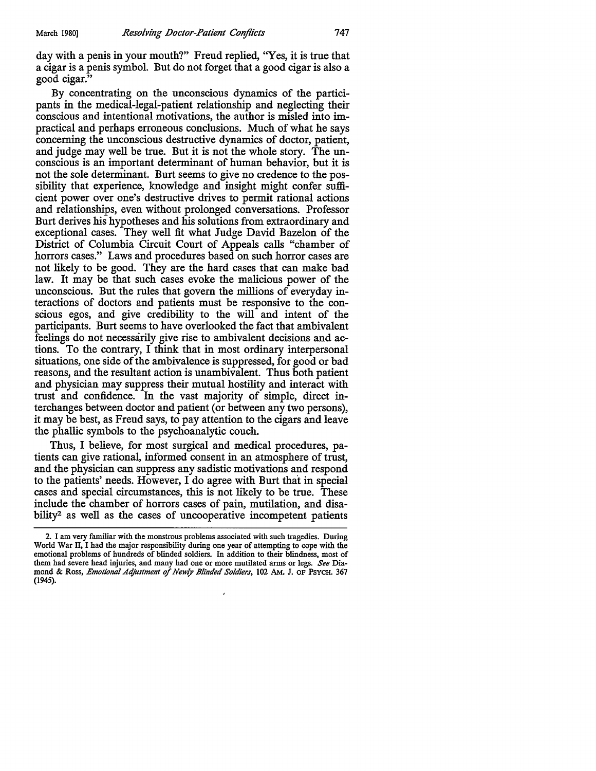day with a penis in your mouth?" Freud replied, "Yes, it is true that a cigar is a penis symbol. But do not forget that a good cigar is also a good cigar."

By concentrating on the unconscious dynamics of the participants in the medical-legal-patient relationship and neglecting their conscious and intentional motivations, the author is misled into impractical and perhaps erroneous conclusions. Much of what he says concerning the unconscious destructive dynamics of doctor, patient, and judge may well be true. But it is not the whole story. The unconscious is an important determinant of human behavior, but it is not the sole determinant. Burt seems to give no credence to the possibility that experience, knowledge and insight might confer sufficient power over one's destructive drives to permit rational actions and relationships, even without prolonged conversations. Professor Burt derives his hypotheses and his solutions from extraordinary and exceptional cases. They well fit what Judge David Bazelon of the District of Columbia Circuit Court of Appeals calls "chamber of horrors cases." Laws and procedures based on such horror cases are not likely to be good. They are the hard cases that can make bad law. It may be that such cases evoke the malicious power of the unconscious. But the rules that govern the millions of everyday interactions of doctors and patients must be responsive to the conscious egos, and give credibility to the will and intent of the participants. Burt seems to have overlooked the fact that ambivalent feelings do not necessarily give rise to ambivalent decisions and actions. To the contrary, I think that in most ordinary interpersonal situations, one side of the ambivalence is suppressed, for good or bad reasons, and the resultant action is unambivalent. Thus both patient and physician may suppress their mutual hostility and interact with trust and confidence. In the vast majority of simple, direct interchanges between doctor and patient (or between any two persons), it may be best, as Freud says, to pay attention to the cigars and leave the phallic symbols to the psychoanalytic couch.

Thus, I believe, for most surgical and medical procedures, patients can give rational, informed consent in an atmosphere of trust, and the physician can suppress any sadistic motivations and respond to the patients' needs. However, I do agree with Burt that in special cases and special circumstances, this is not likely to be true. These include the chamber of horrors cases of pain, mutilation, and disability[2] as well as the cases of uncooperative incompetent patients

---

2. I am very familiar with the monstrous problems associated with such tragedies. During World War II, I had the major responsibility during one year of attempting to cope with the emotional problems of hundreds of blinded soldiers. In addition to their blindness, most of them had severe head injuries, and many had one or more mutilated arms or legs. *See* Diamond & Ross, *Emotional Adjustment of Newly Blinded Soldiers*, 102 AM. J. OF PSYCH. 367 (1945).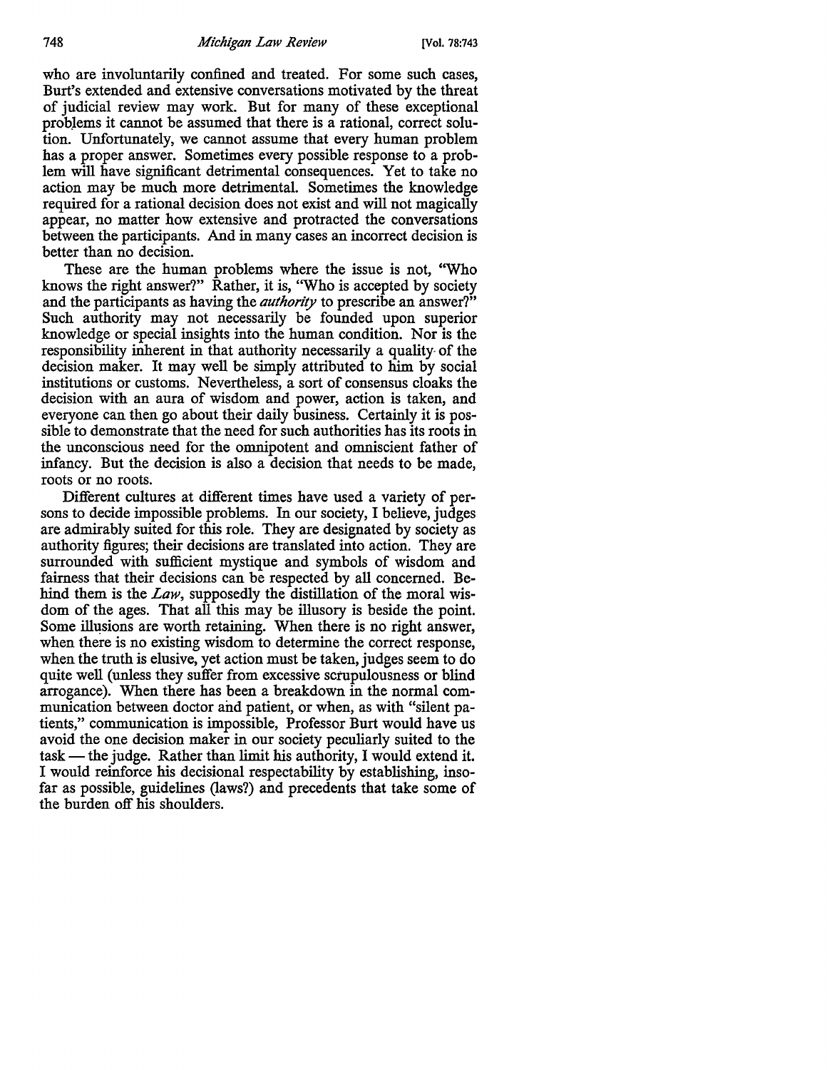who are involuntarily confined and treated. For some such cases, Burt's extended and extensive conversations motivated by the threat of judicial review may work. But for many of these exceptional problems it cannot be assumed that there is a rational, correct solution. Unfortunately, we cannot assume that every human problem has a proper answer. Sometimes every possible response to a problem will have significant detrimental consequences. Yet to take no action may be much more detrimental. Sometimes the knowledge required for a rational decision does not exist and will not magically appear, no matter how extensive and protracted the conversations between the participants. And in many cases an incorrect decision is better than no decision.

These are the human problems where the issue is not, "Who knows the right answer?" Rather, it is, "Who is accepted by society and the participants as having the *authority* to prescribe an answer?" Such authority may not necessarily be founded upon superior knowledge or special insights into the human condition. Nor is the responsibility inherent in that authority necessarily a quality of the decision maker. It may well be simply attributed to him by social institutions or customs. Nevertheless, a sort of consensus cloaks the decision with an aura of wisdom and power, action is taken, and everyone can then go about their daily business. Certainly it is possible to demonstrate that the need for such authorities has its roots in the unconscious need for the omnipotent and omniscient father of infancy. But the decision is also a decision that needs to be made, roots or no roots.

Different cultures at different times have used a variety of persons to decide impossible problems. In our society, I believe, judges are admirably suited for this role. They are designated by society as authority figures; their decisions are translated into action. They are surrounded with sufficient mystique and symbols of wisdom and fairness that their decisions can be respected by all concerned. Behind them is the *Law*, supposedly the distillation of the moral wisdom of the ages. That all this may be illusory is beside the point. Some illusions are worth retaining. When there is no right answer, when there is no existing wisdom to determine the correct response, when the truth is elusive, yet action must be taken, judges seem to do quite well (unless they suffer from excessive scrupulousness or blind arrogance). When there has been a breakdown in the normal communication between doctor and patient, or when, as with "silent patients," communication is impossible, Professor Burt would have us avoid the one decision maker in our society peculiarly suited to the task — the judge. Rather than limit his authority, I would extend it. I would reinforce his decisional respectability by establishing, insofar as possible, guidelines (laws?) and precedents that take some of the burden off his shoulders.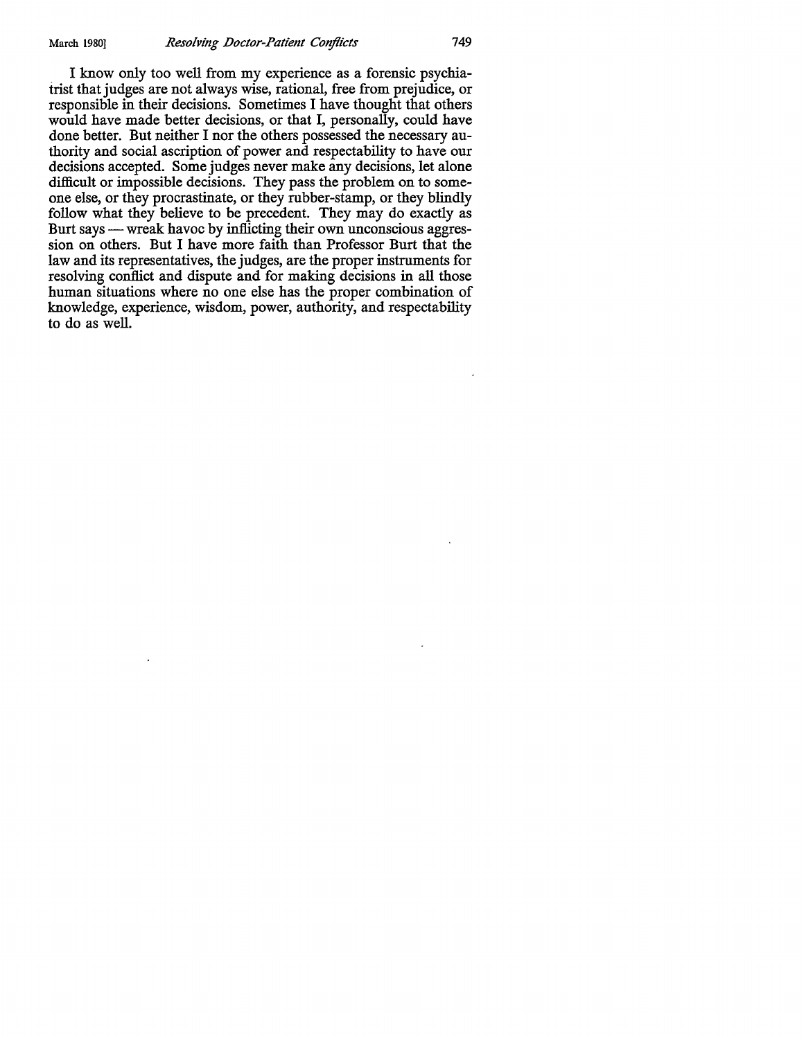I know only too well from my experience as a forensic psychiatrist that judges are not always wise, rational, free from prejudice, or responsible in their decisions. Sometimes I have thought that others would have made better decisions, or that I, personally, could have done better. But neither I nor the others possessed the necessary authority and social ascription of power and respectability to have our decisions accepted. Some judges never make any decisions, let alone difficult or impossible decisions. They pass the problem on to someone else, or they procrastinate, or they rubber-stamp, or they blindly follow what they believe to be precedent. They may do exactly as Burt says — wreak havoc by inflicting their own unconscious aggression on others. But I have more faith than Professor Burt that the law and its representatives, the judges, are the proper instruments for resolving conflict and dispute and for making decisions in all those human situations where no one else has the proper combination of knowledge, experience, wisdom, power, authority, and respectability to do as well.